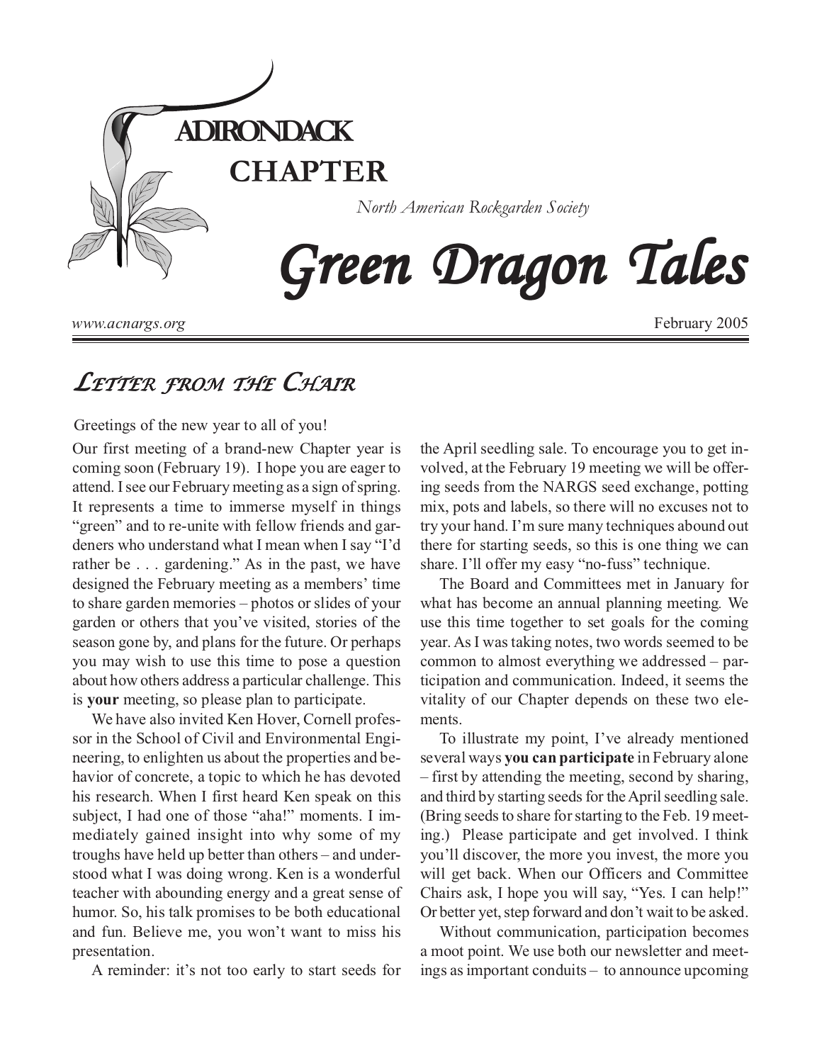# ADIRONDACK CHAPTER

*North American Rockgarden Society*

# Green Dragon Tales

*www.acnargs.org*

February 2005

## Letter from the Chair

Greetings of the new year to all of you!

Our first meeting of a brand-new Chapter year is coming soon (February 19). I hope you are eager to attend. I see our February meeting as a sign of spring. It represents a time to immerse myself in things "green" and to re-unite with fellow friends and gardeners who understand what I mean when I say "I'd rather be . . . gardening." As in the past, we have designed the February meeting as a members' time to share garden memories – photos or slides of your garden or others that you've visited, stories of the season gone by, and plans for the future. Or perhaps you may wish to use this time to pose a question about how others address a particular challenge. This is **your** meeting, so please plan to participate.

We have also invited Ken Hover, Cornell professor in the School of Civil and Environmental Engineering, to enlighten us about the properties and behavior of concrete, a topic to which he has devoted his research. When I first heard Ken speak on this subject, I had one of those "aha!" moments. I immediately gained insight into why some of my troughs have held up better than others – and understood what I was doing wrong. Ken is a wonderful teacher with abounding energy and a great sense of humor. So, his talk promises to be both educational and fun. Believe me, you won't want to miss his presentation.

A reminder: it's not too early to start seeds for the April seedling sale. To encourage you to get involved, at the February 19 meeting we will be offering seeds from the NARGS seed exchange, potting mix, pots and labels, so there will no excuses not to try your hand. I'm sure many techniques abound out there for starting seeds, so this is one thing we can share. I'll offer my easy "no-fuss" technique.

The Board and Committees met in January for what has become an annual planning meeting. We use this time together to set goals for the coming year. As I was taking notes, two words seemed to be common to almost everything we addressed – participation and communication. Indeed, it seems the vitality of our Chapter depends on these two elements.

To illustrate my point, I've already mentioned several ways **you can participate** in February alone – first by attending the meeting, second by sharing, and third by starting seeds for the April seedling sale. (Bring seeds to share for starting to the Feb. 19 meeting.) Please participate and get involved. I think you'll discover, the more you invest, the more you will get back. When our Officers and Committee Chairs ask, I hope you will say, "Yes. I can help!" Or better yet, step forward and don't wait to be asked.

Without communication, participation becomes a moot point. We use both our newsletter and meetings as important conduits – to announce upcoming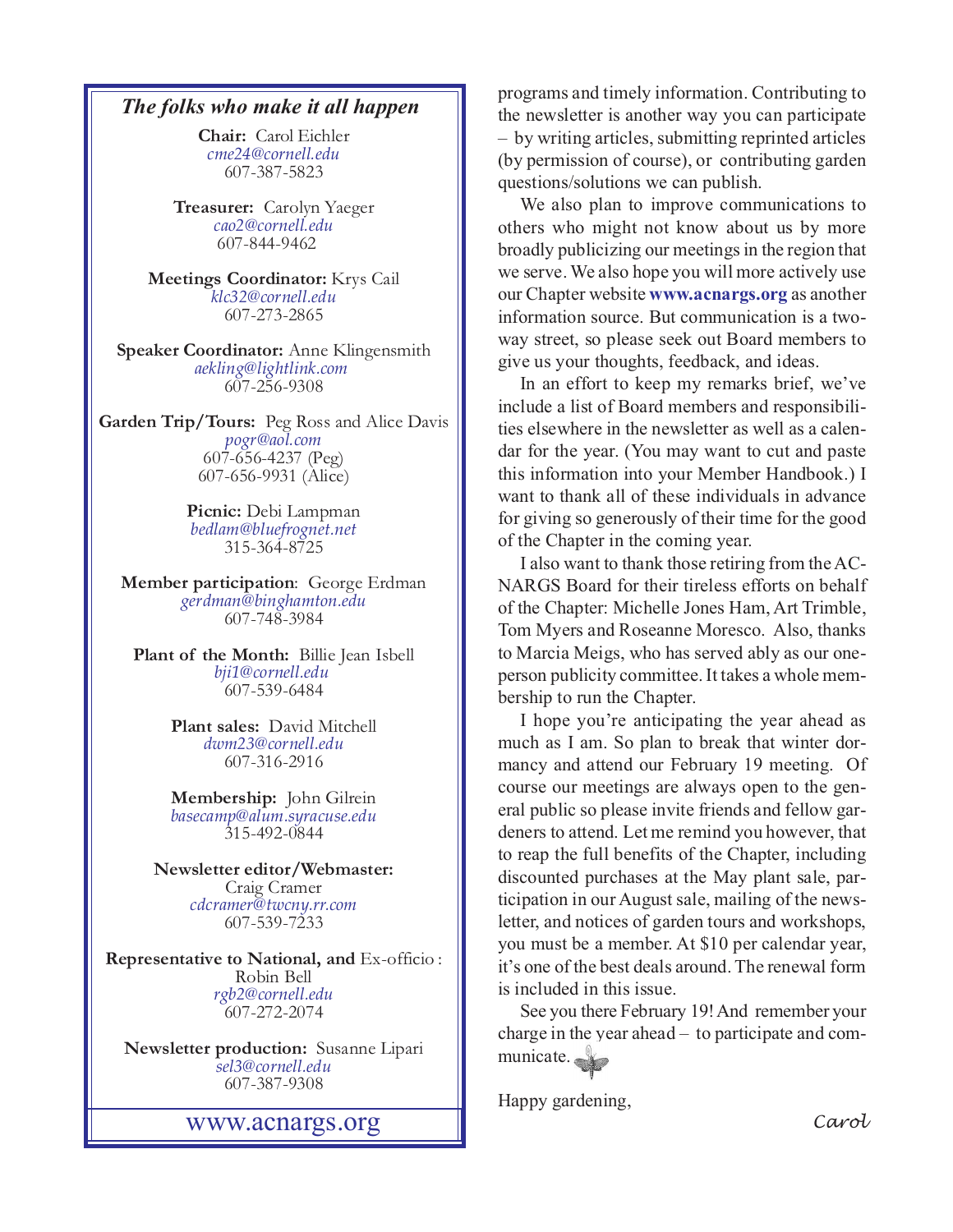### *The folks who make it all happen*

**Chair:** Carol Eichler
*cme24@cornell.edu*
607-387-5823

**Treasurer:** Carolyn Yaeger
*cao2@cornell.edu*
607-844-9462

**Meetings Coordinator:** Krys Cail
*klc32@cornell.edu*
607-273-2865

**Speaker Coordinator:** Anne Klingensmith
*aekling@lightlink.com*
607-256-9308

**Garden Trip/Tours:** Peg Ross and Alice Davis
*pogr@aol.com*
607-656-4237 (Peg)
607-656-9931 (Alice)

**Picnic:** Debi Lampman
*bedlam@bluefrognet.net*
315-364-8725

**Member participation**: George Erdman
*gerdman@binghamton.edu*
607-748-3984

**Plant of the Month:** Billie Jean Isbell
*bji1@cornell.edu*
607-539-6484

**Plant sales:** David Mitchell
*dwm23@cornell.edu*
607-316-2916

**Membership:** John Gilrein
*basecamp@alum.syracuse.edu*
315-492-0844

**Newsletter editor/Webmaster:**
Craig Cramer
*cdcramer@twcny.rr.com*
607-539-7233

**Representative to National, and** Ex-officio :
Robin Bell
*rgb2@cornell.edu*
607-272-2074

**Newsletter production:** Susanne Lipari
*sel3@cornell.edu*
607-387-9308

www.acnargs.org

programs and timely information. Contributing to the newsletter is another way you can participate – by writing articles, submitting reprinted articles (by permission of course), or contributing garden questions/solutions we can publish.

We also plan to improve communications to others who might not know about us by more broadly publicizing our meetings in the region that we serve. We also hope you will more actively use our Chapter website **www.acnargs.org** as another information source. But communication is a two-way street, so please seek out Board members to give us your thoughts, feedback, and ideas.

In an effort to keep my remarks brief, we've include a list of Board members and responsibilities elsewhere in the newsletter as well as a calendar for the year. (You may want to cut and paste this information into your Member Handbook.) I want to thank all of these individuals in advance for giving so generously of their time for the good of the Chapter in the coming year.

I also want to thank those retiring from the AC-NARGS Board for their tireless efforts on behalf of the Chapter: Michelle Jones Ham, Art Trimble, Tom Myers and Roseanne Moresco. Also, thanks to Marcia Meigs, who has served ably as our one-person publicity committee. It takes a whole membership to run the Chapter.

I hope you're anticipating the year ahead as much as I am. So plan to break that winter dormancy and attend our February 19 meeting. Of course our meetings are always open to the general public so please invite friends and fellow gardeners to attend. Let me remind you however, that to reap the full benefits of the Chapter, including discounted purchases at the May plant sale, participation in our August sale, mailing of the newsletter, and notices of garden tours and workshops, you must be a member. At $10 per calendar year, it's one of the best deals around. The renewal form is included in this issue.

See you there February 19! And remember your charge in the year ahead – to participate and communicate.

Happy gardening,

*Carol*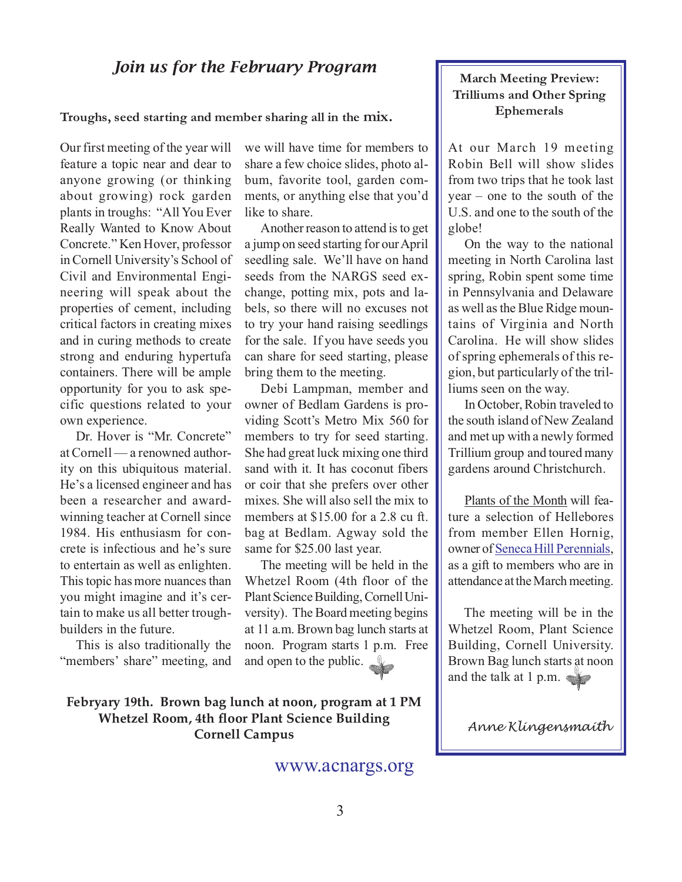## *Join us for the February Program*

**Troughs, seed starting and member sharing all in the mix.**

Our first meeting of the year will feature a topic near and dear to anyone growing (or thinking about growing) rock garden plants in troughs: "All You Ever Really Wanted to Know About Concrete." Ken Hover, professor in Cornell University's School of Civil and Environmental Engineering will speak about the properties of cement, including critical factors in creating mixes and in curing methods to create strong and enduring hypertufa containers. There will be ample opportunity for you to ask specific questions related to your own experience.

Dr. Hover is "Mr. Concrete" at Cornell — a renowned authority on this ubiquitous material. He's a licensed engineer and has been a researcher and award-winning teacher at Cornell since 1984. His enthusiasm for concrete is infectious and he's sure to entertain as well as enlighten. This topic has more nuances than you might imagine and it's certain to make us all better trough-builders in the future.

This is also traditionally the "members' share" meeting, and we will have time for members to share a few choice slides, photo album, favorite tool, garden comments, or anything else that you'd like to share.

Another reason to attend is to get a jump on seed starting for our April seedling sale. We'll have on hand seeds from the NARGS seed exchange, potting mix, pots and labels, so there will no excuses not to try your hand raising seedlings for the sale. If you have seeds you can share for seed starting, please bring them to the meeting.

Debi Lampman, member and owner of Bedlam Gardens is providing Scott's Metro Mix 560 for members to try for seed starting. She had great luck mixing one third sand with it. It has coconut fibers or coir that she prefers over other mixes. She will also sell the mix to members at $15.00 for a 2.8 cu ft. bag at Bedlam. Agway sold the same for $25.00 last year.

The meeting will be held in the Whetzel Room (4th floor of the Plant Science Building, Cornell University). The Board meeting begins at 11 a.m. Brown bag lunch starts at noon. Program starts 1 p.m. Free and open to the public.

**Febryary 19th. Brown bag lunch at noon, program at 1 PM**
**Whetzel Room, 4th floor Plant Science Building**
**Cornell Campus**

www.acnargs.org

---

**March Meeting Preview: Trilliums and Other Spring Ephemerals**

At our March 19 meeting Robin Bell will show slides from two trips that he took last year – one to the south of the U.S. and one to the south of the globe!

On the way to the national meeting in North Carolina last spring, Robin spent some time in Pennsylvania and Delaware as well as the Blue Ridge mountains of Virginia and North Carolina. He will show slides of spring ephemerals of this region, but particularly of the trilliums seen on the way.

In October, Robin traveled to the south island of New Zealand and met up with a newly formed Trillium group and toured many gardens around Christchurch.

Plants of the Month will feature a selection of Hellebores from member Ellen Hornig, owner of Seneca Hill Perennials, as a gift to members who are in attendance at the March meeting.

The meeting will be in the Whetzel Room, Plant Science Building, Cornell University. Brown Bag lunch starts at noon and the talk at 1 p.m.

*Anne Klingensmaith*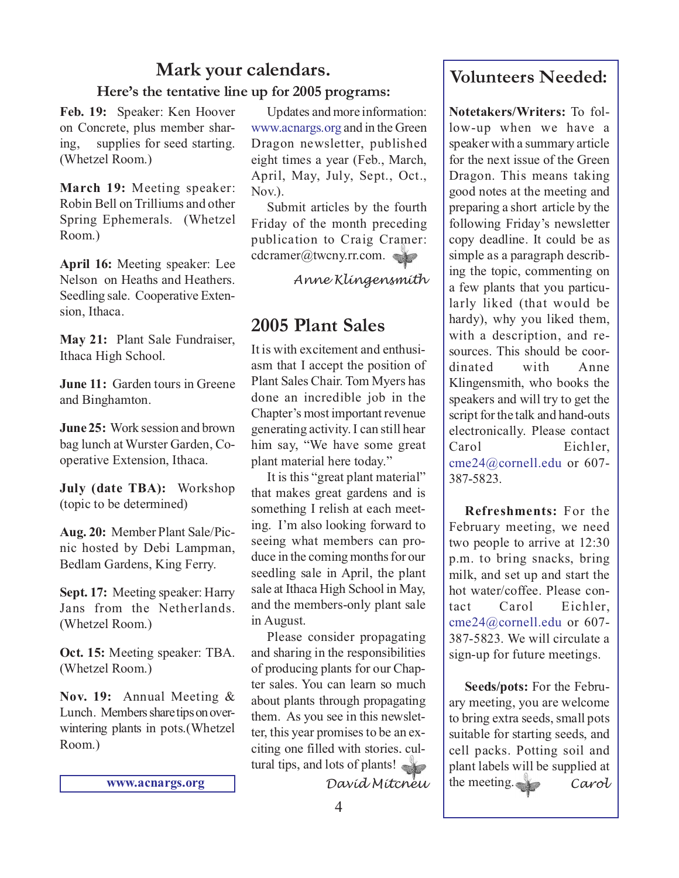## Mark your calendars.

### Here's the tentative line up for 2005 programs:

**Feb. 19:** Speaker: Ken Hoover on Concrete, plus member sharing, supplies for seed starting. (Whetzel Room.)

**March 19:** Meeting speaker: Robin Bell on Trilliums and other Spring Ephemerals. (Whetzel Room.)

**April 16:** Meeting speaker: Lee Nelson on Heaths and Heathers. Seedling sale. Cooperative Extension, Ithaca.

**May 21:** Plant Sale Fundraiser, Ithaca High School.

**June 11:** Garden tours in Greene and Binghamton.

**June 25:** Work session and brown bag lunch at Wurster Garden, Cooperative Extension, Ithaca.

**July (date TBA):** Workshop (topic to be determined)

**Aug. 20:** Member Plant Sale/Picnic hosted by Debi Lampman, Bedlam Gardens, King Ferry.

**Sept. 17:** Meeting speaker: Harry Jans from the Netherlands. (Whetzel Room.)

**Oct. 15:** Meeting speaker: TBA. (Whetzel Room.)

**Nov. 19:** Annual Meeting & Lunch. Members share tips on overwintering plants in pots.(Whetzel Room.)

**www.acnargs.org**

Updates and more information: www.acnargs.org and in the Green Dragon newsletter, published eight times a year (Feb., March, April, May, July, Sept., Oct., Nov.).

Submit articles by the fourth Friday of the month preceding publication to Craig Cramer: cdcramer@twcny.rr.com.

*Anne Klingensmith*

## 2005 Plant Sales

It is with excitement and enthusiasm that I accept the position of Plant Sales Chair. Tom Myers has done an incredible job in the Chapter's most important revenue generating activity. I can still hear him say, "We have some great plant material here today."

It is this "great plant material" that makes great gardens and is something I relish at each meeting. I'm also looking forward to seeing what members can produce in the coming months for our seedling sale in April, the plant sale at Ithaca High School in May, and the members-only plant sale in August.

Please consider propagating and sharing in the responsibilities of producing plants for our Chapter sales. You can learn so much about plants through propagating them. As you see in this newsletter, this year promises to be an exciting one filled with stories. cultural tips, and lots of plants!

*David Mitchell*

## Volunteers Needed:

**Notetakers/Writers:** To follow-up when we have a speaker with a summary article for the next issue of the Green Dragon. This means taking good notes at the meeting and preparing a short article by the following Friday's newsletter copy deadline. It could be as simple as a paragraph describing the topic, commenting on a few plants that you particularly liked (that would be hardy), why you liked them, with a description, and resources. This should be coordinated with Anne Klingensmith, who books the speakers and will try to get the script for the talk and hand-outs electronically. Please contact Carol Eichler, cme24@cornell.edu or 607-387-5823.

**Refreshments:** For the February meeting, we need two people to arrive at 12:30 p.m. to bring snacks, bring milk, and set up and start the hot water/coffee. Please contact Carol Eichler, cme24@cornell.edu or 607-387-5823. We will circulate a sign-up for future meetings.

**Seeds/pots:** For the February meeting, you are welcome to bring extra seeds, small pots suitable for starting seeds, and cell packs. Potting soil and plant labels will be supplied at the meeting.

*Carol*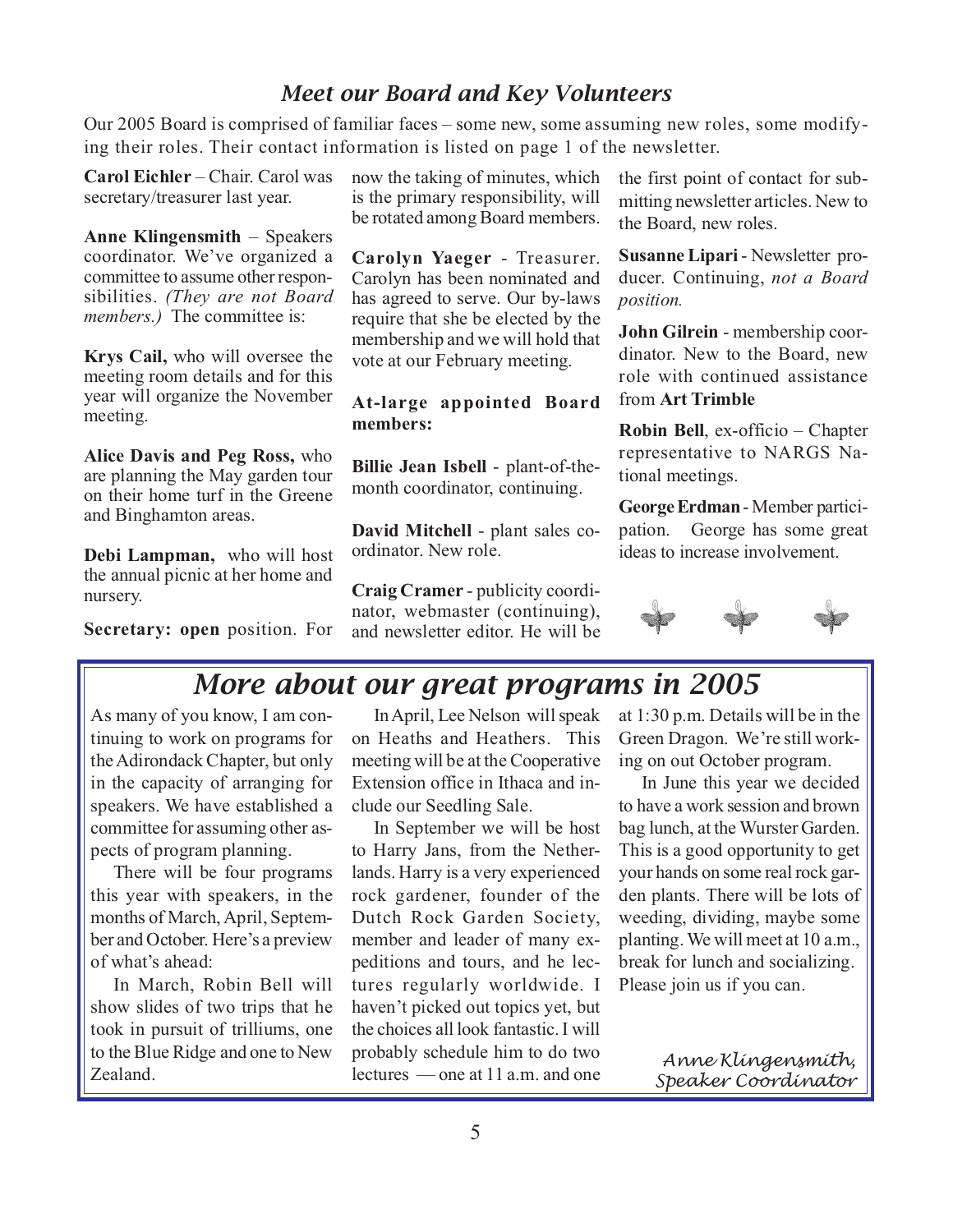## *Meet our Board and Key Volunteers*

Our 2005 Board is comprised of familiar faces – some new, some assuming new roles, some modifying their roles. Their contact information is listed on page 1 of the newsletter.

**Carol Eichler** – Chair. Carol was secretary/treasurer last year.

**Anne Klingensmith** – Speakers coordinator. We've organized a committee to assume other responsibilities. *(They are not Board members.)* The committee is:

**Krys Cail,** who will oversee the meeting room details and for this year will organize the November meeting.

**Alice Davis and Peg Ross,** who are planning the May garden tour on their home turf in the Greene and Binghamton areas.

**Debi Lampman,** who will host the annual picnic at her home and nursery.

**Secretary: open** position. For now the taking of minutes, which is the primary responsibility, will be rotated among Board members.

**Carolyn Yaeger** - Treasurer. Carolyn has been nominated and has agreed to serve. Our by-laws require that she be elected by the membership and we will hold that vote at our February meeting.

**At-large appointed Board members:**

**Billie Jean Isbell** - plant-of-the-month coordinator, continuing.

**David Mitchell** - plant sales coordinator. New role.

**Craig Cramer** - publicity coordinator, webmaster (continuing), and newsletter editor. He will be the first point of contact for submitting newsletter articles. New to the Board, new roles.

**Susanne Lipari** - Newsletter producer. Continuing, *not a Board position.*

**John Gilrein** - membership coordinator. New to the Board, new role with continued assistance from **Art Trimble**

**Robin Bell**, ex-officio – Chapter representative to NARGS National meetings.

**George Erdman** - Member participation. George has some great ideas to increase involvement.

## *More about our great programs in 2005*

As many of you know, I am continuing to work on programs for the Adirondack Chapter, but only in the capacity of arranging for speakers. We have established a committee for assuming other aspects of program planning.

There will be four programs this year with speakers, in the months of March, April, September and October. Here's a preview of what's ahead:

In March, Robin Bell will show slides of two trips that he took in pursuit of trilliums, one to the Blue Ridge and one to New Zealand.

In April, Lee Nelson will speak on Heaths and Heathers. This meeting will be at the Cooperative Extension office in Ithaca and include our Seedling Sale.

In September we will be host to Harry Jans, from the Netherlands. Harry is a very experienced rock gardener, founder of the Dutch Rock Garden Society, member and leader of many expeditions and tours, and he lectures regularly worldwide. I haven't picked out topics yet, but the choices all look fantastic. I will probably schedule him to do two lectures — one at 11 a.m. and one at 1:30 p.m. Details will be in the Green Dragon. We're still working on out October program.

In June this year we decided to have a work session and brown bag lunch, at the Wurster Garden. This is a good opportunity to get your hands on some real rock garden plants. There will be lots of weeding, dividing, maybe some planting. We will meet at 10 a.m., break for lunch and socializing. Please join us if you can.

*Anne Klingensmith,*
*Speaker Coordinator*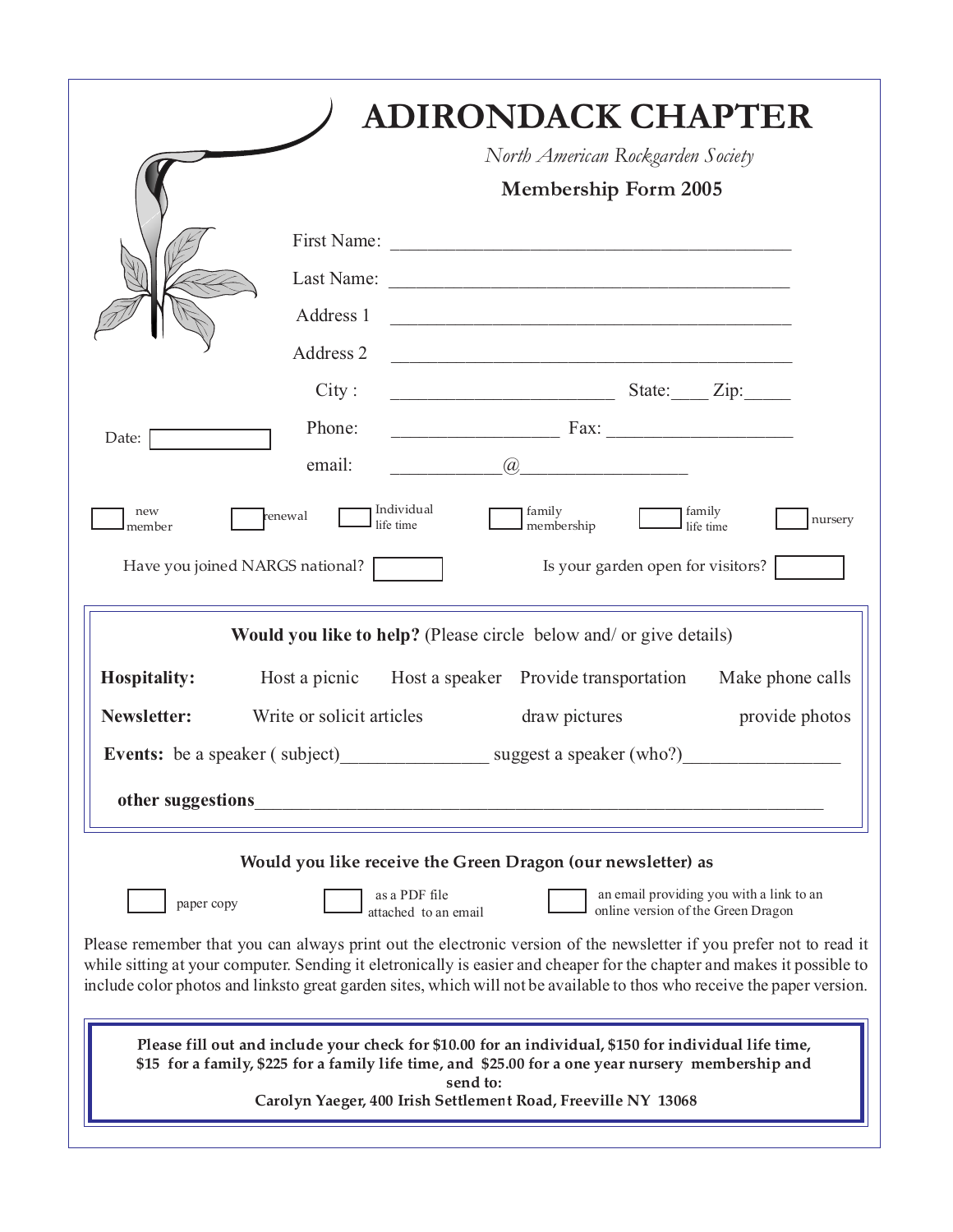# ADIRONDACK CHAPTER

*North American Rockgarden Society*

**Membership Form 2005**

First Name: ___________________________________________

Last Name: ___________________________________________

Address 1 ___________________________________________

Address 2 ___________________________________________

City : ________________________ State:____ Zip:_____

Date: [ ]

Phone: __________________ Fax: ____________________

email: ___________@_________________

[ ] new member [ ] renewal [ ] Individual life time [ ] family membership [ ] family life time [ ] nursery

Have you joined NARGS national? [ ] Is your garden open for visitors? [ ]

**Would you like to help?** (Please circle below and/ or give details)

**Hospitality:** Host a picnic Host a speaker Provide transportation Make phone calls

**Newsletter:** Write or solicit articles draw pictures provide photos

**Events:** be a speaker ( subject)_______________ suggest a speaker (who?)________________

**other suggestions**_____________________________________________________________

**Would you like receive the Green Dragon (our newsletter) as**

[ ] paper copy [ ] as a PDF file attached to an email [ ] an email providing you with a link to an online version of the Green Dragon

Please remember that you can always print out the electronic version of the newsletter if you prefer not to read it while sitting at your computer. Sending it eletronically is easier and cheaper for the chapter and makes it possible to include color photos and linksto great garden sites, which will not be available to thos who receive the paper version.

**Please fill out and include your check for $10.00 for an individual, $150 for individual life time, $15 for a family, $225 for a family life time, and $25.00 for a one year nursery membership and send to:**
**Carolyn Yaeger, 400 Irish Settlement Road, Freeville NY 13068**